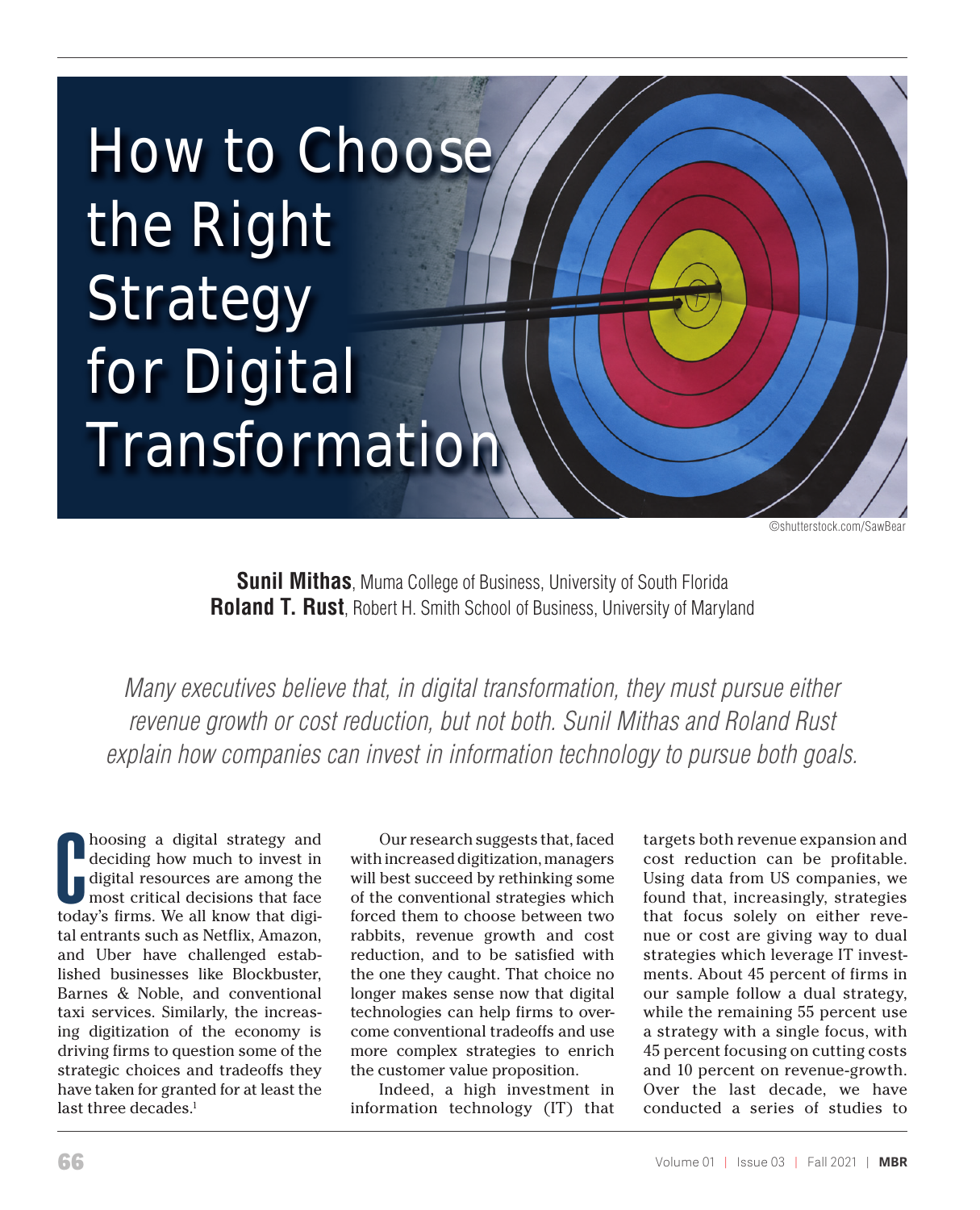# How to Choose the Right Strategy for Digital Transformation

©shutterstock.com/SawBear

**Sunil Mithas**, Muma College of Business, University of South Florida
**Roland T. Rust**, Robert H. Smith School of Business, University of Maryland

*Many executives believe that, in digital transformation, they must pursue either revenue growth or cost reduction, but not both. Sunil Mithas and Roland Rust explain how companies can invest in information technology to pursue both goals.*

Choosing a digital strategy and deciding how much to invest in digital resources are among the most critical decisions that face today's firms. We all know that digital entrants such as Netflix, Amazon, and Uber have challenged established businesses like Blockbuster, Barnes & Noble, and conventional taxi services. Similarly, the increasing digitization of the economy is driving firms to question some of the strategic choices and tradeoffs they have taken for granted for at least the last three decades.[1]

Our research suggests that, faced with increased digitization, managers will best succeed by rethinking some of the conventional strategies which forced them to choose between two rabbits, revenue growth and cost reduction, and to be satisfied with the one they caught. That choice no longer makes sense now that digital technologies can help firms to overcome conventional tradeoffs and use more complex strategies to enrich the customer value proposition.

Indeed, a high investment in information technology (IT) that targets both revenue expansion and cost reduction can be profitable. Using data from US companies, we found that, increasingly, strategies that focus solely on either revenue or cost are giving way to dual strategies which leverage IT investments. About 45 percent of firms in our sample follow a dual strategy, while the remaining 55 percent use a strategy with a single focus, with 45 percent focusing on cutting costs and 10 percent on revenue-growth. Over the last decade, we have conducted a series of studies to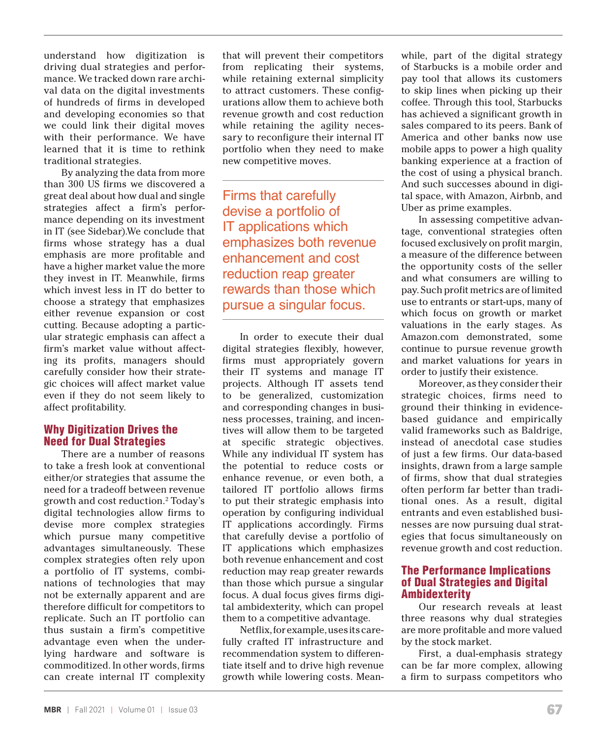understand how digitization is driving dual strategies and performance. We tracked down rare archival data on the digital investments of hundreds of firms in developed and developing economies so that we could link their digital moves with their performance. We have learned that it is time to rethink traditional strategies.

By analyzing the data from more than 300 US firms we discovered a great deal about how dual and single strategies affect a firm's performance depending on its investment in IT (see Sidebar).We conclude that firms whose strategy has a dual emphasis are more profitable and have a higher market value the more they invest in IT. Meanwhile, firms which invest less in IT do better to choose a strategy that emphasizes either revenue expansion or cost cutting. Because adopting a particular strategic emphasis can affect a firm's market value without affecting its profits, managers should carefully consider how their strategic choices will affect market value even if they do not seem likely to affect profitability.

## Why Digitization Drives the Need for Dual Strategies

There are a number of reasons to take a fresh look at conventional either/or strategies that assume the need for a tradeoff between revenue growth and cost reduction.[2] Today's digital technologies allow firms to devise more complex strategies which pursue many competitive advantages simultaneously. These complex strategies often rely upon a portfolio of IT systems, combinations of technologies that may not be externally apparent and are therefore difficult for competitors to replicate. Such an IT portfolio can thus sustain a firm's competitive advantage even when the underlying hardware and software is commoditized. In other words, firms can create internal IT complexity that will prevent their competitors from replicating their systems, while retaining external simplicity to attract customers. These configurations allow them to achieve both revenue growth and cost reduction while retaining the agility necessary to reconfigure their internal IT portfolio when they need to make new competitive moves.

> Firms that carefully devise a portfolio of IT applications which emphasizes both revenue enhancement and cost reduction reap greater rewards than those which pursue a singular focus.

In order to execute their dual digital strategies flexibly, however, firms must appropriately govern their IT systems and manage IT projects. Although IT assets tend to be generalized, customization and corresponding changes in business processes, training, and incentives will allow them to be targeted at specific strategic objectives. While any individual IT system has the potential to reduce costs or enhance revenue, or even both, a tailored IT portfolio allows firms to put their strategic emphasis into operation by configuring individual IT applications accordingly. Firms that carefully devise a portfolio of IT applications which emphasizes both revenue enhancement and cost reduction may reap greater rewards than those which pursue a singular focus. A dual focus gives firms digital ambidexterity, which can propel them to a competitive advantage.

Netflix, for example, uses its carefully crafted IT infrastructure and recommendation system to differentiate itself and to drive high revenue growth while lowering costs. Meanwhile, part of the digital strategy of Starbucks is a mobile order and pay tool that allows its customers to skip lines when picking up their coffee. Through this tool, Starbucks has achieved a significant growth in sales compared to its peers. Bank of America and other banks now use mobile apps to power a high quality banking experience at a fraction of the cost of using a physical branch. And such successes abound in digital space, with Amazon, Airbnb, and Uber as prime examples.

In assessing competitive advantage, conventional strategies often focused exclusively on profit margin, a measure of the difference between the opportunity costs of the seller and what consumers are willing to pay. Such profit metrics are of limited use to entrants or start-ups, many of which focus on growth or market valuations in the early stages. As Amazon.com demonstrated, some continue to pursue revenue growth and market valuations for years in order to justify their existence.

Moreover, as they consider their strategic choices, firms need to ground their thinking in evidence-based guidance and empirically valid frameworks such as Baldrige, instead of anecdotal case studies of just a few firms. Our data-based insights, drawn from a large sample of firms, show that dual strategies often perform far better than traditional ones. As a result, digital entrants and even established businesses are now pursuing dual strategies that focus simultaneously on revenue growth and cost reduction.

## The Performance Implications of Dual Strategies and Digital Ambidexterity

Our research reveals at least three reasons why dual strategies are more profitable and more valued by the stock market.

First, a dual-emphasis strategy can be far more complex, allowing a firm to surpass competitors who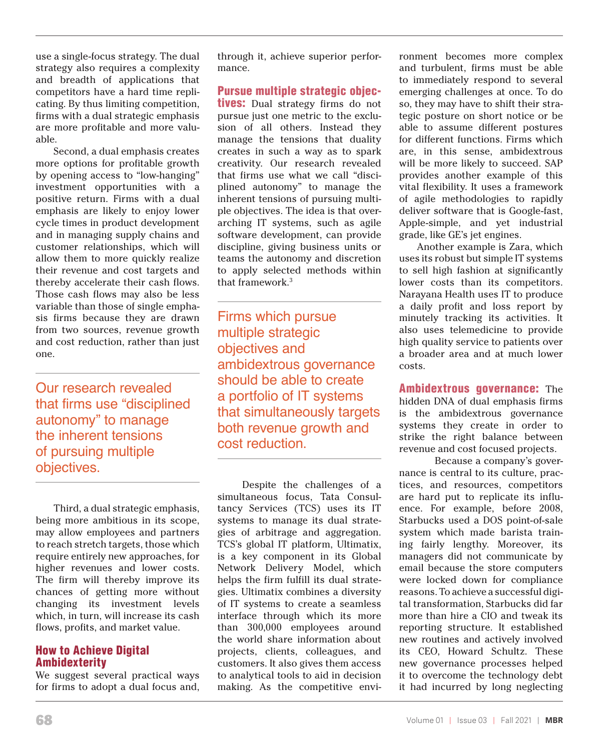use a single-focus strategy. The dual strategy also requires a complexity and breadth of applications that competitors have a hard time replicating. By thus limiting competition, firms with a dual strategic emphasis are more profitable and more valuable.

Second, a dual emphasis creates more options for profitable growth by opening access to "low-hanging" investment opportunities with a positive return. Firms with a dual emphasis are likely to enjoy lower cycle times in product development and in managing supply chains and customer relationships, which will allow them to more quickly realize their revenue and cost targets and thereby accelerate their cash flows. Those cash flows may also be less variable than those of single emphasis firms because they are drawn from two sources, revenue growth and cost reduction, rather than just one.

> Our research revealed that firms use "disciplined autonomy" to manage the inherent tensions of pursuing multiple objectives.

Third, a dual strategic emphasis, being more ambitious in its scope, may allow employees and partners to reach stretch targets, those which require entirely new approaches, for higher revenues and lower costs. The firm will thereby improve its chances of getting more without changing its investment levels which, in turn, will increase its cash flows, profits, and market value.

## How to Achieve Digital Ambidexterity

We suggest several practical ways for firms to adopt a dual focus and, through it, achieve superior performance.

**Pursue multiple strategic objectives:** Dual strategy firms do not pursue just one metric to the exclusion of all others. Instead they manage the tensions that duality creates in such a way as to spark creativity. Our research revealed that firms use what we call "disciplined autonomy" to manage the inherent tensions of pursuing multiple objectives. The idea is that overarching IT systems, such as agile software development, can provide discipline, giving business units or teams the autonomy and discretion to apply selected methods within that framework.[3]

> Firms which pursue multiple strategic objectives and ambidextrous governance should be able to create a portfolio of IT systems that simultaneously targets both revenue growth and cost reduction.

Despite the challenges of a simultaneous focus, Tata Consultancy Services (TCS) uses its IT systems to manage its dual strategies of arbitrage and aggregation. TCS's global IT platform, Ultimatix, is a key component in its Global Network Delivery Model, which helps the firm fulfill its dual strategies. Ultimatix combines a diversity of IT systems to create a seamless interface through which its more than 300,000 employees around the world share information about projects, clients, colleagues, and customers. It also gives them access to analytical tools to aid in decision making. As the competitive environment becomes more complex and turbulent, firms must be able to immediately respond to several emerging challenges at once. To do so, they may have to shift their strategic posture on short notice or be able to assume different postures for different functions. Firms which are, in this sense, ambidextrous will be more likely to succeed. SAP provides another example of this vital flexibility. It uses a framework of agile methodologies to rapidly deliver software that is Google-fast, Apple-simple, and yet industrial grade, like GE's jet engines.

Another example is Zara, which uses its robust but simple IT systems to sell high fashion at significantly lower costs than its competitors. Narayana Health uses IT to produce a daily profit and loss report by minutely tracking its activities. It also uses telemedicine to provide high quality service to patients over a broader area and at much lower costs.

**Ambidextrous governance:** The hidden DNA of dual emphasis firms is the ambidextrous governance systems they create in order to strike the right balance between revenue and cost focused projects.

Because a company's governance is central to its culture, practices, and resources, competitors are hard put to replicate its influence. For example, before 2008, Starbucks used a DOS point-of-sale system which made barista training fairly lengthy. Moreover, its managers did not communicate by email because the store computers were locked down for compliance reasons. To achieve a successful digital transformation, Starbucks did far more than hire a CIO and tweak its reporting structure. It established new routines and actively involved its CEO, Howard Schultz. These new governance processes helped it to overcome the technology debt it had incurred by long neglecting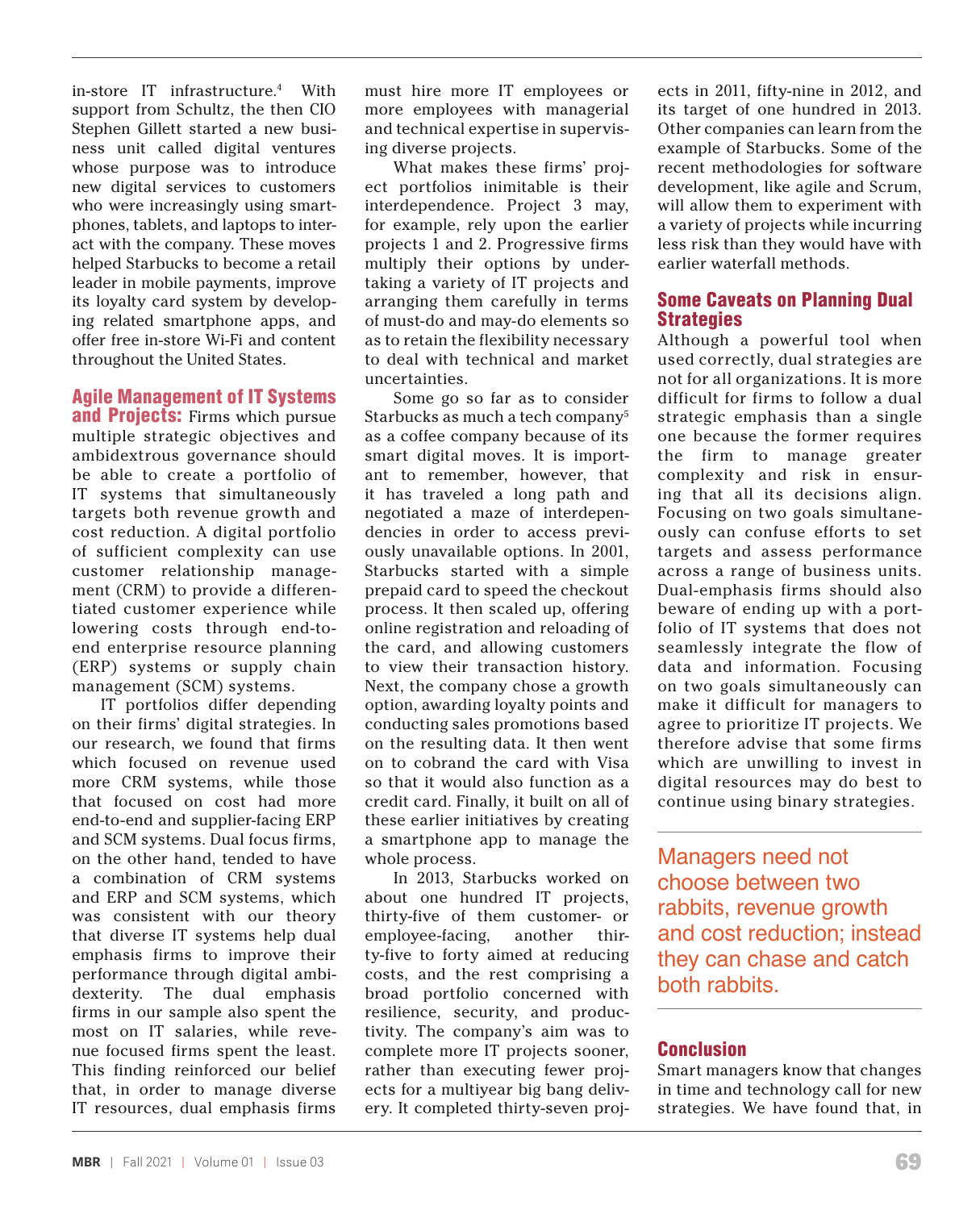in-store IT infrastructure.[4] With support from Schultz, the then CIO Stephen Gillett started a new business unit called digital ventures whose purpose was to introduce new digital services to customers who were increasingly using smartphones, tablets, and laptops to interact with the company. These moves helped Starbucks to become a retail leader in mobile payments, improve its loyalty card system by developing related smartphone apps, and offer free in-store Wi-Fi and content throughout the United States.

**Agile Management of IT Systems and Projects:** Firms which pursue multiple strategic objectives and ambidextrous governance should be able to create a portfolio of IT systems that simultaneously targets both revenue growth and cost reduction. A digital portfolio of sufficient complexity can use customer relationship management (CRM) to provide a differentiated customer experience while lowering costs through end-to-end enterprise resource planning (ERP) systems or supply chain management (SCM) systems.

IT portfolios differ depending on their firms' digital strategies. In our research, we found that firms which focused on revenue used more CRM systems, while those that focused on cost had more end-to-end and supplier-facing ERP and SCM systems. Dual focus firms, on the other hand, tended to have a combination of CRM systems and ERP and SCM systems, which was consistent with our theory that diverse IT systems help dual emphasis firms to improve their performance through digital ambidexterity. The dual emphasis firms in our sample also spent the most on IT salaries, while revenue focused firms spent the least. This finding reinforced our belief that, in order to manage diverse IT resources, dual emphasis firms must hire more IT employees or more employees with managerial and technical expertise in supervising diverse projects.

What makes these firms' project portfolios inimitable is their interdependence. Project 3 may, for example, rely upon the earlier projects 1 and 2. Progressive firms multiply their options by undertaking a variety of IT projects and arranging them carefully in terms of must-do and may-do elements so as to retain the flexibility necessary to deal with technical and market uncertainties.

Some go so far as to consider Starbucks as much a tech company[5] as a coffee company because of its smart digital moves. It is important to remember, however, that it has traveled a long path and negotiated a maze of interdependencies in order to access previously unavailable options. In 2001, Starbucks started with a simple prepaid card to speed the checkout process. It then scaled up, offering online registration and reloading of the card, and allowing customers to view their transaction history. Next, the company chose a growth option, awarding loyalty points and conducting sales promotions based on the resulting data. It then went on to cobrand the card with Visa so that it would also function as a credit card. Finally, it built on all of these earlier initiatives by creating a smartphone app to manage the whole process.

In 2013, Starbucks worked on about one hundred IT projects, thirty-five of them customer- or employee-facing, another thirty-five to forty aimed at reducing costs, and the rest comprising a broad portfolio concerned with resilience, security, and productivity. The company's aim was to complete more IT projects sooner, rather than executing fewer projects for a multiyear big bang delivery. It completed thirty-seven projects in 2011, fifty-nine in 2012, and its target of one hundred in 2013. Other companies can learn from the example of Starbucks. Some of the recent methodologies for software development, like agile and Scrum, will allow them to experiment with a variety of projects while incurring less risk than they would have with earlier waterfall methods.

## Some Caveats on Planning Dual Strategies

Although a powerful tool when used correctly, dual strategies are not for all organizations. It is more difficult for firms to follow a dual strategic emphasis than a single one because the former requires the firm to manage greater complexity and risk in ensuring that all its decisions align. Focusing on two goals simultaneously can confuse efforts to set targets and assess performance across a range of business units. Dual-emphasis firms should also beware of ending up with a portfolio of IT systems that does not seamlessly integrate the flow of data and information. Focusing on two goals simultaneously can make it difficult for managers to agree to prioritize IT projects. We therefore advise that some firms which are unwilling to invest in digital resources may do best to continue using binary strategies.

> Managers need not choose between two rabbits, revenue growth and cost reduction; instead they can chase and catch both rabbits.

## Conclusion

Smart managers know that changes in time and technology call for new strategies. We have found that, in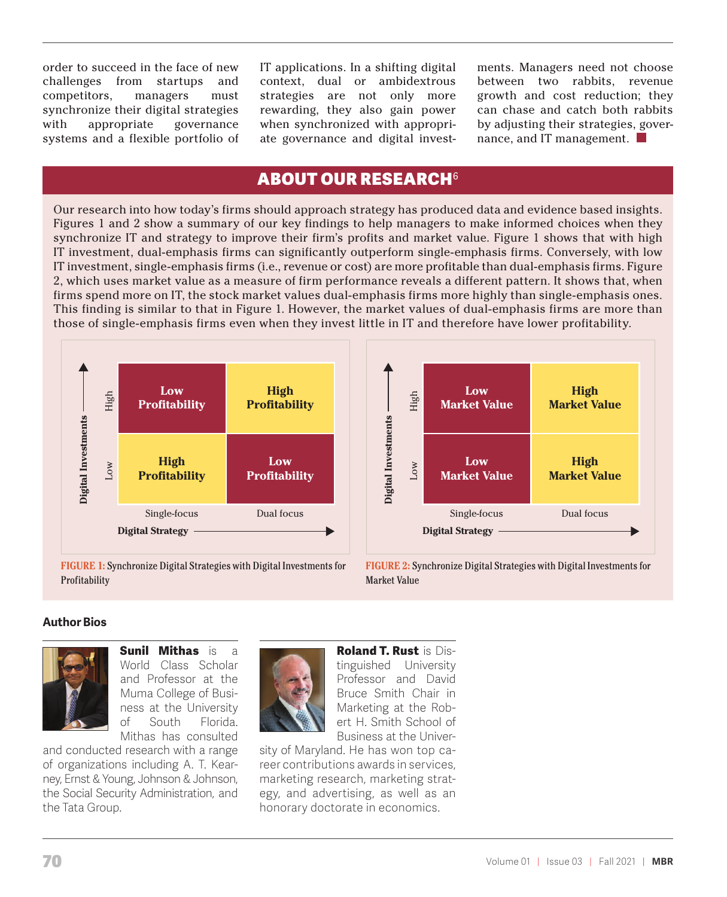order to succeed in the face of new challenges from startups and competitors, managers must synchronize their digital strategies with appropriate governance systems and a flexible portfolio of IT applications. In a shifting digital context, dual or ambidextrous strategies are not only more rewarding, they also gain power when synchronized with appropriate governance and digital investments. Managers need not choose between two rabbits, revenue growth and cost reduction; they can chase and catch both rabbits by adjusting their strategies, governance, and IT management.

## ABOUT OUR RESEARCH[6]

Our research into how today's firms should approach strategy has produced data and evidence based insights. Figures 1 and 2 show a summary of our key findings to help managers to make informed choices when they synchronize IT and strategy to improve their firm's profits and market value. Figure 1 shows that with high IT investment, dual-emphasis firms can significantly outperform single-emphasis firms. Conversely, with low IT investment, single-emphasis firms (i.e., revenue or cost) are more profitable than dual-emphasis firms. Figure 2, which uses market value as a measure of firm performance reveals a different pattern. It shows that, when firms spend more on IT, the stock market values dual-emphasis firms more highly than single-emphasis ones. This finding is similar to that in Figure 1. However, the market values of dual-emphasis firms are more than those of single-emphasis firms even when they invest little in IT and therefore have lower profitability.

| Digital Investments | Single-focus | Dual focus |
| --- | --- | --- |
| High | Low Profitability | High Profitability |
| Low | High Profitability | Low Profitability |

Digital Strategy →

**FIGURE 1:** Synchronize Digital Strategies with Digital Investments for Profitability

| Digital Investments | Single-focus | Dual focus |
| --- | --- | --- |
| High | Low Market Value | High Market Value |
| Low | Low Market Value | High Market Value |

Digital Strategy →

**FIGURE 2:** Synchronize Digital Strategies with Digital Investments for Market Value

### Author Bios

**Sunil Mithas** is a World Class Scholar and Professor at the Muma College of Business at the University of South Florida. Mithas has consulted and conducted research with a range of organizations including A. T. Kearney, Ernst & Young, Johnson & Johnson, the Social Security Administration, and the Tata Group.

**Roland T. Rust** is Distinguished University Professor and David Bruce Smith Chair in Marketing at the Robert H. Smith School of Business at the University of Maryland. He has won top career contributions awards in services, marketing research, marketing strategy, and advertising, as well as an honorary doctorate in economics.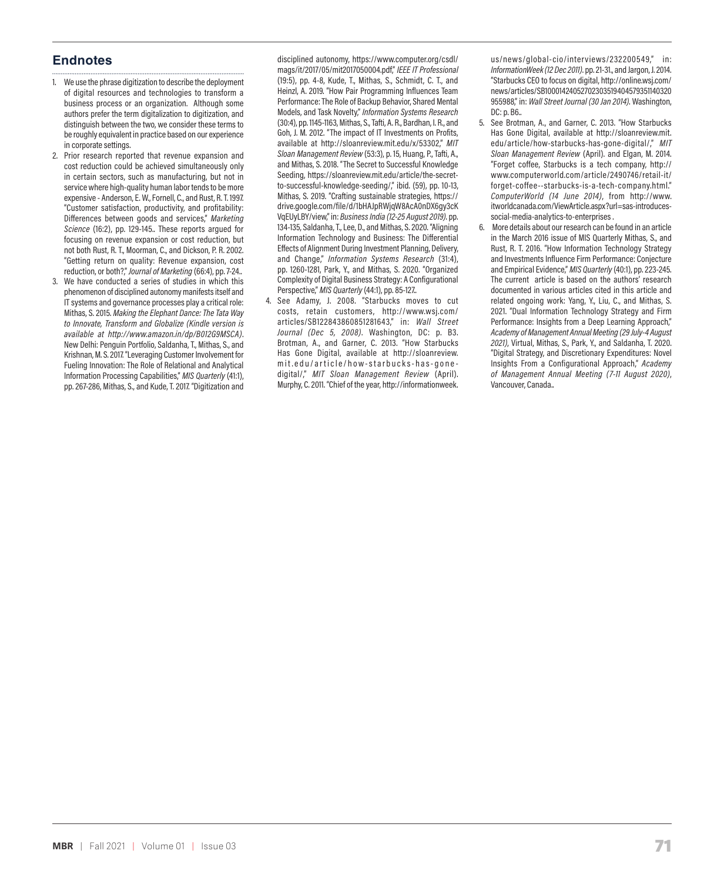## Endnotes

1. We use the phrase digitization to describe the deployment of digital resources and technologies to transform a business process or an organization. Although some authors prefer the term digitalization to digitization, and distinguish between the two, we consider these terms to be roughly equivalent in practice based on our experience in corporate settings.
2. Prior research reported that revenue expansion and cost reduction could be achieved simultaneously only in certain sectors, such as manufacturing, but not in service where high-quality human labor tends to be more expensive - Anderson, E. W., Fornell, C., and Rust, R. T. 1997. "Customer satisfaction, productivity, and profitability: Differences between goods and services," *Marketing Science* (16:2), pp. 129-145.. These reports argued for focusing on revenue expansion or cost reduction, but not both Rust, R. T., Moorman, C., and Dickson, P. R. 2002. "Getting return on quality: Revenue expansion, cost reduction, or both?," *Journal of Marketing* (66:4), pp. 7-24..
3. We have conducted a series of studies in which this phenomenon of disciplined autonomy manifests itself and IT systems and governance processes play a critical role: Mithas, S. 2015. *Making the Elephant Dance: The Tata Way to Innovate, Transform and Globalize (Kindle version is available at http://www.amazon.in/dp/B012G9MSCA)*. New Delhi: Penguin Portfolio, Saldanha, T., Mithas, S., and Krishnan, M. S. 2017. "Leveraging Customer Involvement for Fueling Innovation: The Role of Relational and Analytical Information Processing Capabilities," *MIS Quarterly* (41:1), pp. 267-286, Mithas, S., and Kude, T. 2017. "Digitization and disciplined autonomy, https://www.computer.org/csdl/mags/it/2017/05/mit2017050004.pdf," *IEEE IT Professional* (19:5), pp. 4-8, Kude, T., Mithas, S., Schmidt, C. T., and Heinzl, A. 2019. "How Pair Programming Influences Team Performance: The Role of Backup Behavior, Shared Mental Models, and Task Novelty," *Information Systems Research* (30:4), pp. 1145-1163, Mithas, S., Tafti, A. R., Bardhan, I. R., and Goh, J. M. 2012. "The impact of IT Investments on Profits, available at http://sloanreview.mit.edu/x/53302," *MIT Sloan Management Review* (53:3), p. 15, Huang, P., Tafti, A., and Mithas, S. 2018. "The Secret to Successful Knowledge Seeding, https://sloanreview.mit.edu/article/the-secret-to-successful-knowledge-seeding/," ibid. (59), pp. 10-13, Mithas, S. 2019. "Crafting sustainable strategies, https://drive.google.com/file/d/1bHAJpRWjqW8AcA0nDX6gy3cKVqEUyLBY/view," in: *Business India (12-25 August 2019)*. pp. 134-135, Saldanha, T., Lee, D., and Mithas, S. 2020. "Aligning Information Technology and Business: The Differential Effects of Alignment During Investment Planning, Delivery, and Change," *Information Systems Research* (31:4), pp. 1260-1281, Park, Y., and Mithas, S. 2020. "Organized Complexity of Digital Business Strategy: A Configurational Perspective," *MIS Quarterly* (44:1), pp. 85-127..
4. See Adamy, J. 2008. "Starbucks moves to cut costs, retain customers, http://www.wsj.com/articles/SB122843860851281643," in: *Wall Street Journal (Dec 5, 2008)*. Washington, DC: p. B3. Brotman, A., and Garner, C. 2013. "How Starbucks Has Gone Digital, available at http://sloanreview.mit.edu/article/how-starbucks-has-gone-digital/," *MIT Sloan Management Review* (April). Murphy, C. 2011. "Chief of the year, http://informationweek.us/news/global-cio/interviews/232200549," in: *InformationWeek (12 Dec 2011)*. pp. 21-31., and Jargon, J. 2014. "Starbucks CEO to focus on digital, http://online.wsj.com/news/articles/SB10001424052702303519404579351140320955988," in: *Wall Street Journal (30 Jan 2014)*. Washington, DC: p. B6..
5. See Brotman, A., and Garner, C. 2013. "How Starbucks Has Gone Digital, available at http://sloanreview.mit.edu/article/how-starbucks-has-gone-digital/," *MIT Sloan Management Review* (April). and Elgan, M. 2014. "Forget coffee, Starbucks is a tech company, http://www.computerworld.com/article/2490746/retail-it/forget-coffee--starbucks-is-a-tech-company.html." *ComputerWorld (14 June 2014)*, from http://www.itworldcanada.com/ViewArticle.aspx?url=sas-introduces-social-media-analytics-to-enterprises .
6. More details about our research can be found in an article in the March 2016 issue of MIS Quarterly Mithas, S., and Rust, R. T. 2016. "How Information Technology Strategy and Investments Influence Firm Performance: Conjecture and Empirical Evidence," *MIS Quarterly* (40:1), pp. 223-245. The current article is based on the authors' research documented in various articles cited in this article and related ongoing work: Yang, Y., Liu, C., and Mithas, S. 2021. "Dual Information Technology Strategy and Firm Performance: Insights from a Deep Learning Approach," *Academy of Management Annual Meeting (29 July-4 August 2021)*, Virtual, Mithas, S., Park, Y., and Saldanha, T. 2020. "Digital Strategy, and Discretionary Expenditures: Novel Insights From a Configurational Approach," *Academy of Management Annual Meeting (7-11 August 2020)*, Vancouver, Canada..